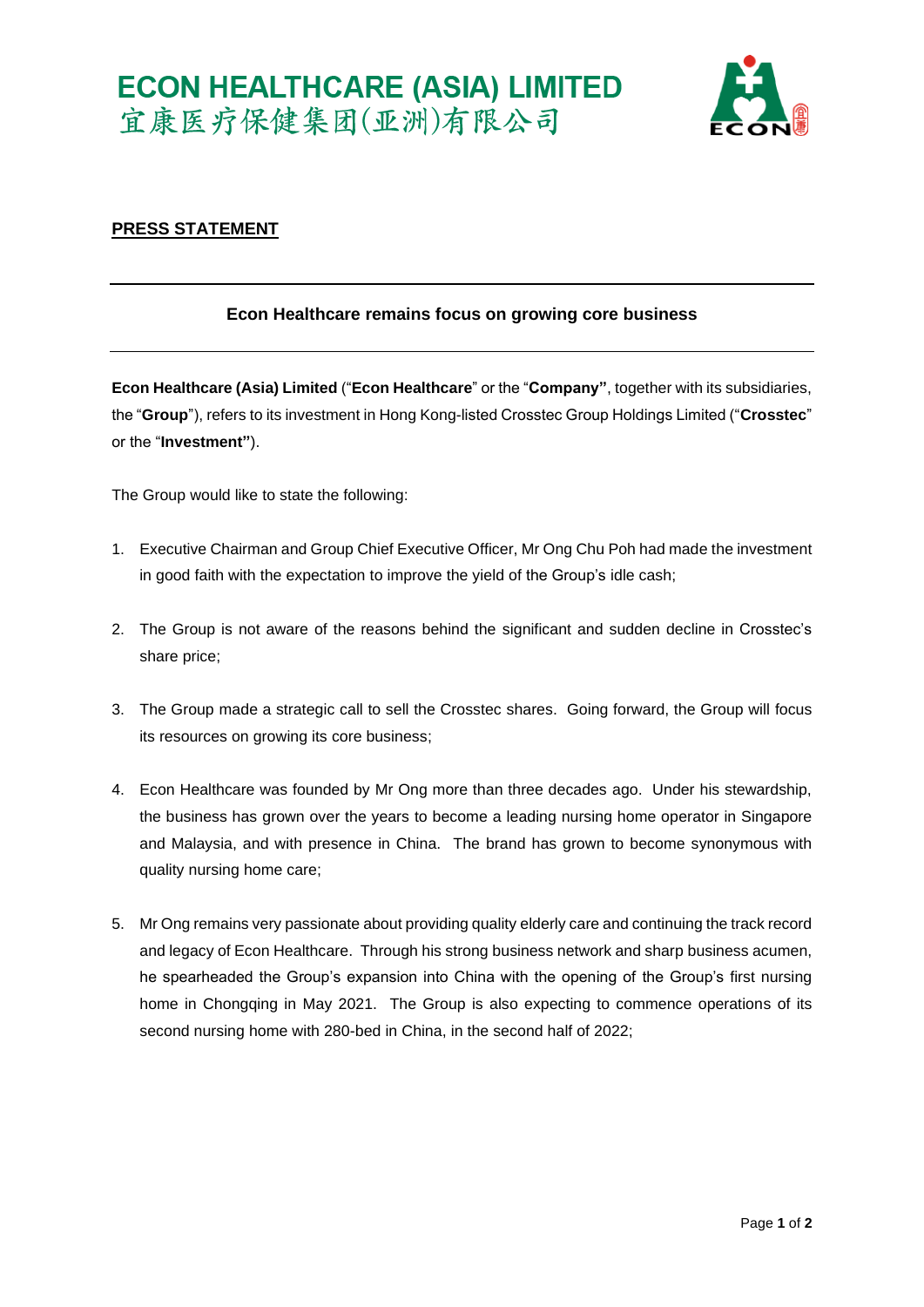# ECON HEALTHCARE (ASIA) LIMITED
# 宜康医疗保健集团(亚洲)有限公司

**PRESS STATEMENT**

---

## Econ Healthcare remains focus on growing core business

---

**Econ Healthcare (Asia) Limited** ("**Econ Healthcare**" or the "**Company"**, together with its subsidiaries, the "**Group**"), refers to its investment in Hong Kong-listed Crosstec Group Holdings Limited ("**Crosstec**" or the "**Investment"**).

The Group would like to state the following:

1. Executive Chairman and Group Chief Executive Officer, Mr Ong Chu Poh had made the investment in good faith with the expectation to improve the yield of the Group's idle cash;

2. The Group is not aware of the reasons behind the significant and sudden decline in Crosstec's share price;

3. The Group made a strategic call to sell the Crosstec shares. Going forward, the Group will focus its resources on growing its core business;

4. Econ Healthcare was founded by Mr Ong more than three decades ago. Under his stewardship, the business has grown over the years to become a leading nursing home operator in Singapore and Malaysia, and with presence in China. The brand has grown to become synonymous with quality nursing home care;

5. Mr Ong remains very passionate about providing quality elderly care and continuing the track record and legacy of Econ Healthcare. Through his strong business network and sharp business acumen, he spearheaded the Group's expansion into China with the opening of the Group's first nursing home in Chongqing in May 2021. The Group is also expecting to commence operations of its second nursing home with 280-bed in China, in the second half of 2022;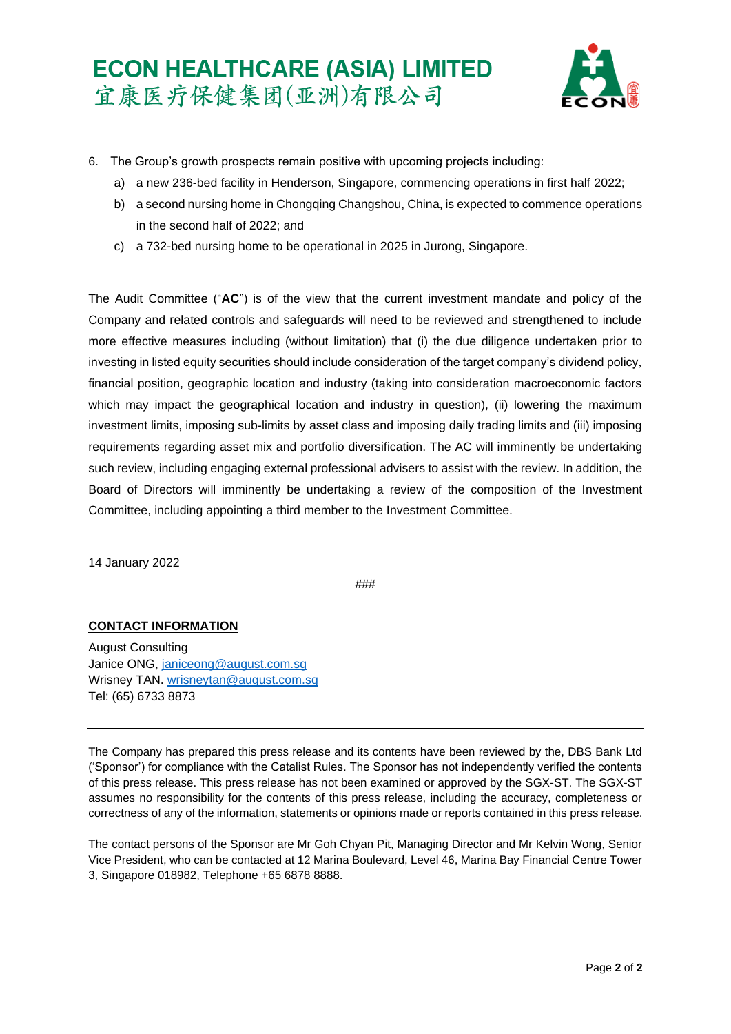6. The Group's growth prospects remain positive with upcoming projects including:
   a) a new 236-bed facility in Henderson, Singapore, commencing operations in first half 2022;
   b) a second nursing home in Chongqing Changshou, China, is expected to commence operations in the second half of 2022; and
   c) a 732-bed nursing home to be operational in 2025 in Jurong, Singapore.

The Audit Committee ("**AC**") is of the view that the current investment mandate and policy of the Company and related controls and safeguards will need to be reviewed and strengthened to include more effective measures including (without limitation) that (i) the due diligence undertaken prior to investing in listed equity securities should include consideration of the target company's dividend policy, financial position, geographic location and industry (taking into consideration macroeconomic factors which may impact the geographical location and industry in question), (ii) lowering the maximum investment limits, imposing sub-limits by asset class and imposing daily trading limits and (iii) imposing requirements regarding asset mix and portfolio diversification. The AC will imminently be undertaking such review, including engaging external professional advisers to assist with the review. In addition, the Board of Directors will imminently be undertaking a review of the composition of the Investment Committee, including appointing a third member to the Investment Committee.

14 January 2022

###

**CONTACT INFORMATION**

August Consulting
Janice ONG, janiceong@august.com.sg
Wrisney TAN. wrisneytan@august.com.sg
Tel: (65) 6733 8873

---

The Company has prepared this press release and its contents have been reviewed by the, DBS Bank Ltd ('Sponsor') for compliance with the Catalist Rules. The Sponsor has not independently verified the contents of this press release. This press release has not been examined or approved by the SGX-ST. The SGX-ST assumes no responsibility for the contents of this press release, including the accuracy, completeness or correctness of any of the information, statements or opinions made or reports contained in this press release.

The contact persons of the Sponsor are Mr Goh Chyan Pit, Managing Director and Mr Kelvin Wong, Senior Vice President, who can be contacted at 12 Marina Boulevard, Level 46, Marina Bay Financial Centre Tower 3, Singapore 018982, Telephone +65 6878 8888.